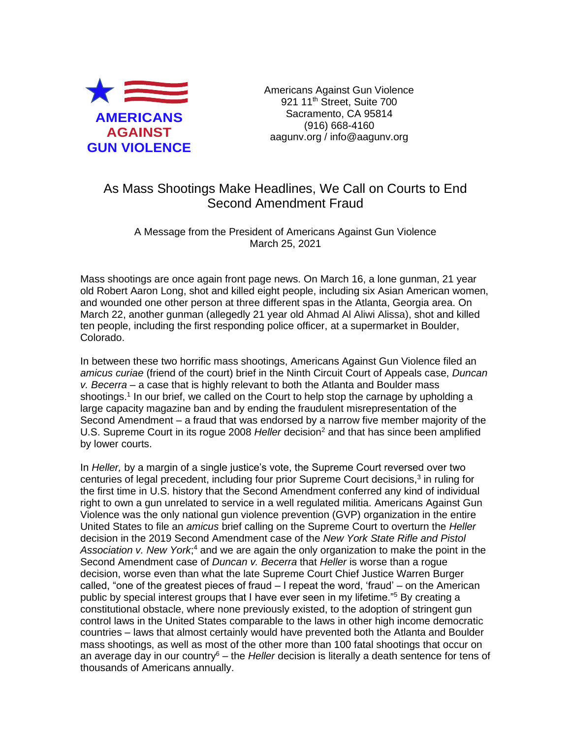AMERICANS AGAINST GUN VIOLENCE

Americans Against Gun Violence
921 11th Street, Suite 700
Sacramento, CA 95814
(916) 668-4160
aagunv.org / info@aagunv.org

# As Mass Shootings Make Headlines, We Call on Courts to End Second Amendment Fraud

A Message from the President of Americans Against Gun Violence
March 25, 2021

Mass shootings are once again front page news. On March 16, a lone gunman, 21 year old Robert Aaron Long, shot and killed eight people, including six Asian American women, and wounded one other person at three different spas in the Atlanta, Georgia area. On March 22, another gunman (allegedly 21 year old Ahmad Al Aliwi Alissa), shot and killed ten people, including the first responding police officer, at a supermarket in Boulder, Colorado.

In between these two horrific mass shootings, Americans Against Gun Violence filed an *amicus curiae* (friend of the court) brief in the Ninth Circuit Court of Appeals case, *Duncan v. Becerra* – a case that is highly relevant to both the Atlanta and Boulder mass shootings.[1] In our brief, we called on the Court to help stop the carnage by upholding a large capacity magazine ban and by ending the fraudulent misrepresentation of the Second Amendment – a fraud that was endorsed by a narrow five member majority of the U.S. Supreme Court in its rogue 2008 *Heller* decision[2] and that has since been amplified by lower courts.

In *Heller,* by a margin of a single justice's vote, the Supreme Court reversed over two centuries of legal precedent, including four prior Supreme Court decisions,[3] in ruling for the first time in U.S. history that the Second Amendment conferred any kind of individual right to own a gun unrelated to service in a well regulated militia. Americans Against Gun Violence was the only national gun violence prevention (GVP) organization in the entire United States to file an *amicus* brief calling on the Supreme Court to overturn the *Heller* decision in the 2019 Second Amendment case of the *New York State Rifle and Pistol Association v. New York*;[4] and we are again the only organization to make the point in the Second Amendment case of *Duncan v. Becerra* that *Heller* is worse than a rogue decision, worse even than what the late Supreme Court Chief Justice Warren Burger called, "one of the greatest pieces of fraud – I repeat the word, 'fraud' – on the American public by special interest groups that I have ever seen in my lifetime."[5] By creating a constitutional obstacle, where none previously existed, to the adoption of stringent gun control laws in the United States comparable to the laws in other high income democratic countries – laws that almost certainly would have prevented both the Atlanta and Boulder mass shootings, as well as most of the other more than 100 fatal shootings that occur on an average day in our country[6] – the *Heller* decision is literally a death sentence for tens of thousands of Americans annually.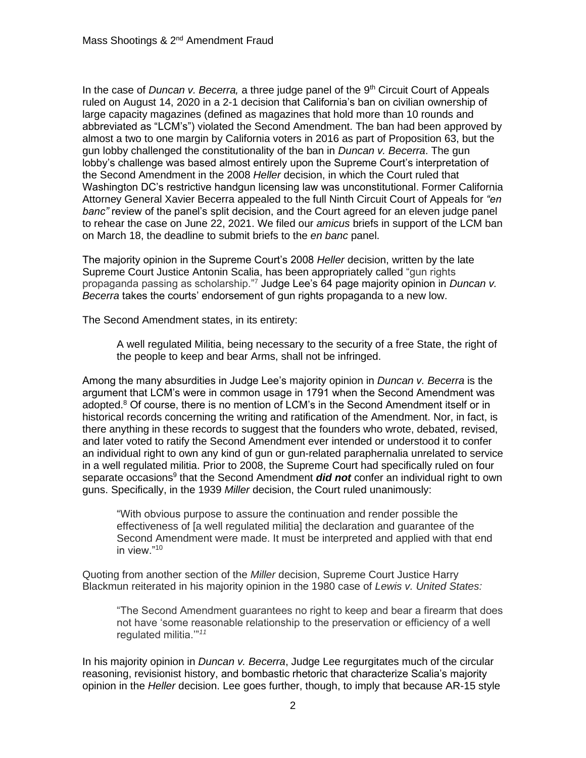In the case of *Duncan v. Becerra,* a three judge panel of the 9th Circuit Court of Appeals ruled on August 14, 2020 in a 2-1 decision that California's ban on civilian ownership of large capacity magazines (defined as magazines that hold more than 10 rounds and abbreviated as "LCM's") violated the Second Amendment. The ban had been approved by almost a two to one margin by California voters in 2016 as part of Proposition 63, but the gun lobby challenged the constitutionality of the ban in *Duncan v. Becerra*. The gun lobby's challenge was based almost entirely upon the Supreme Court's interpretation of the Second Amendment in the 2008 *Heller* decision, in which the Court ruled that Washington DC's restrictive handgun licensing law was unconstitutional. Former California Attorney General Xavier Becerra appealed to the full Ninth Circuit Court of Appeals for *"en banc"* review of the panel's split decision, and the Court agreed for an eleven judge panel to rehear the case on June 22, 2021. We filed our *amicus* briefs in support of the LCM ban on March 18, the deadline to submit briefs to the *en banc* panel.

The majority opinion in the Supreme Court's 2008 *Heller* decision, written by the late Supreme Court Justice Antonin Scalia, has been appropriately called "gun rights propaganda passing as scholarship."[7] Judge Lee's 64 page majority opinion in *Duncan v. Becerra* takes the courts' endorsement of gun rights propaganda to a new low.

The Second Amendment states, in its entirety:

> A well regulated Militia, being necessary to the security of a free State, the right of the people to keep and bear Arms, shall not be infringed.

Among the many absurdities in Judge Lee's majority opinion in *Duncan v. Becerra* is the argument that LCM's were in common usage in 1791 when the Second Amendment was adopted.[8] Of course, there is no mention of LCM's in the Second Amendment itself or in historical records concerning the writing and ratification of the Amendment. Nor, in fact, is there anything in these records to suggest that the founders who wrote, debated, revised, and later voted to ratify the Second Amendment ever intended or understood it to confer an individual right to own any kind of gun or gun-related paraphernalia unrelated to service in a well regulated militia. Prior to 2008, the Supreme Court had specifically ruled on four separate occasions[9] that the Second Amendment ***did not*** confer an individual right to own guns. Specifically, in the 1939 *Miller* decision, the Court ruled unanimously:

> "With obvious purpose to assure the continuation and render possible the effectiveness of [a well regulated militia] the declaration and guarantee of the Second Amendment were made. It must be interpreted and applied with that end in view."[10]

Quoting from another section of the *Miller* decision, Supreme Court Justice Harry Blackmun reiterated in his majority opinion in the 1980 case of *Lewis v. United States:*

> "The Second Amendment guarantees no right to keep and bear a firearm that does not have 'some reasonable relationship to the preservation or efficiency of a well regulated militia.'"[11]

In his majority opinion in *Duncan v. Becerra*, Judge Lee regurgitates much of the circular reasoning, revisionist history, and bombastic rhetoric that characterize Scalia's majority opinion in the *Heller* decision. Lee goes further, though, to imply that because AR-15 style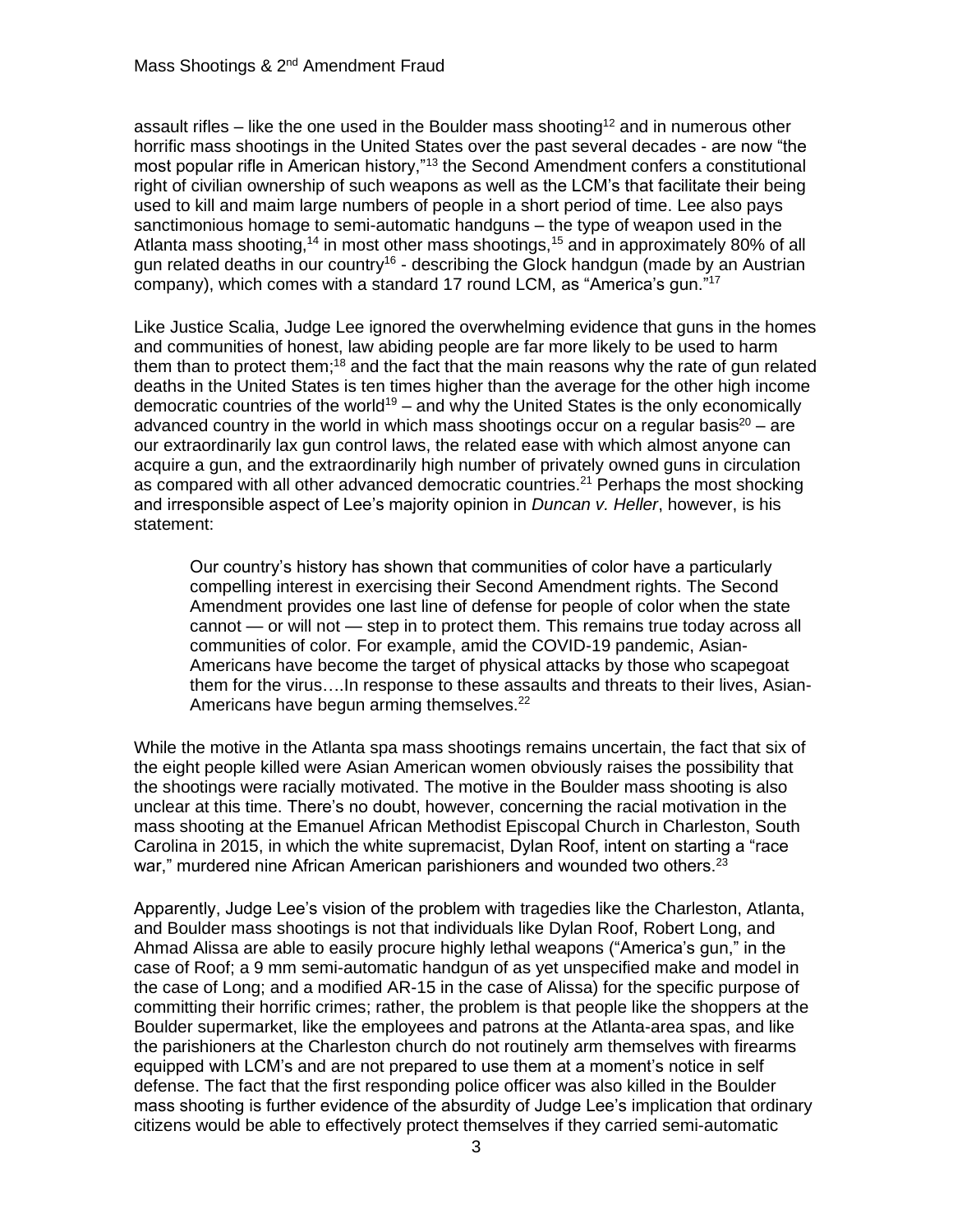assault rifles – like the one used in the Boulder mass shooting[12] and in numerous other horrific mass shootings in the United States over the past several decades - are now "the most popular rifle in American history,"[13] the Second Amendment confers a constitutional right of civilian ownership of such weapons as well as the LCM's that facilitate their being used to kill and maim large numbers of people in a short period of time. Lee also pays sanctimonious homage to semi-automatic handguns – the type of weapon used in the Atlanta mass shooting,[14] in most other mass shootings,[15] and in approximately 80% of all gun related deaths in our country[16] - describing the Glock handgun (made by an Austrian company), which comes with a standard 17 round LCM, as "America's gun."[17]

Like Justice Scalia, Judge Lee ignored the overwhelming evidence that guns in the homes and communities of honest, law abiding people are far more likely to be used to harm them than to protect them;[18] and the fact that the main reasons why the rate of gun related deaths in the United States is ten times higher than the average for the other high income democratic countries of the world[19] – and why the United States is the only economically advanced country in the world in which mass shootings occur on a regular basis[20] – are our extraordinarily lax gun control laws, the related ease with which almost anyone can acquire a gun, and the extraordinarily high number of privately owned guns in circulation as compared with all other advanced democratic countries.[21] Perhaps the most shocking and irresponsible aspect of Lee's majority opinion in *Duncan v. Heller*, however, is his statement:

> Our country's history has shown that communities of color have a particularly compelling interest in exercising their Second Amendment rights. The Second Amendment provides one last line of defense for people of color when the state cannot — or will not — step in to protect them. This remains true today across all communities of color. For example, amid the COVID-19 pandemic, Asian-Americans have become the target of physical attacks by those who scapegoat them for the virus….In response to these assaults and threats to their lives, Asian-Americans have begun arming themselves.[22]

While the motive in the Atlanta spa mass shootings remains uncertain, the fact that six of the eight people killed were Asian American women obviously raises the possibility that the shootings were racially motivated. The motive in the Boulder mass shooting is also unclear at this time. There's no doubt, however, concerning the racial motivation in the mass shooting at the Emanuel African Methodist Episcopal Church in Charleston, South Carolina in 2015, in which the white supremacist, Dylan Roof, intent on starting a "race war," murdered nine African American parishioners and wounded two others.[23]

Apparently, Judge Lee's vision of the problem with tragedies like the Charleston, Atlanta, and Boulder mass shootings is not that individuals like Dylan Roof, Robert Long, and Ahmad Alissa are able to easily procure highly lethal weapons ("America's gun," in the case of Roof; a 9 mm semi-automatic handgun of as yet unspecified make and model in the case of Long; and a modified AR-15 in the case of Alissa) for the specific purpose of committing their horrific crimes; rather, the problem is that people like the shoppers at the Boulder supermarket, like the employees and patrons at the Atlanta-area spas, and like the parishioners at the Charleston church do not routinely arm themselves with firearms equipped with LCM's and are not prepared to use them at a moment's notice in self defense. The fact that the first responding police officer was also killed in the Boulder mass shooting is further evidence of the absurdity of Judge Lee's implication that ordinary citizens would be able to effectively protect themselves if they carried semi-automatic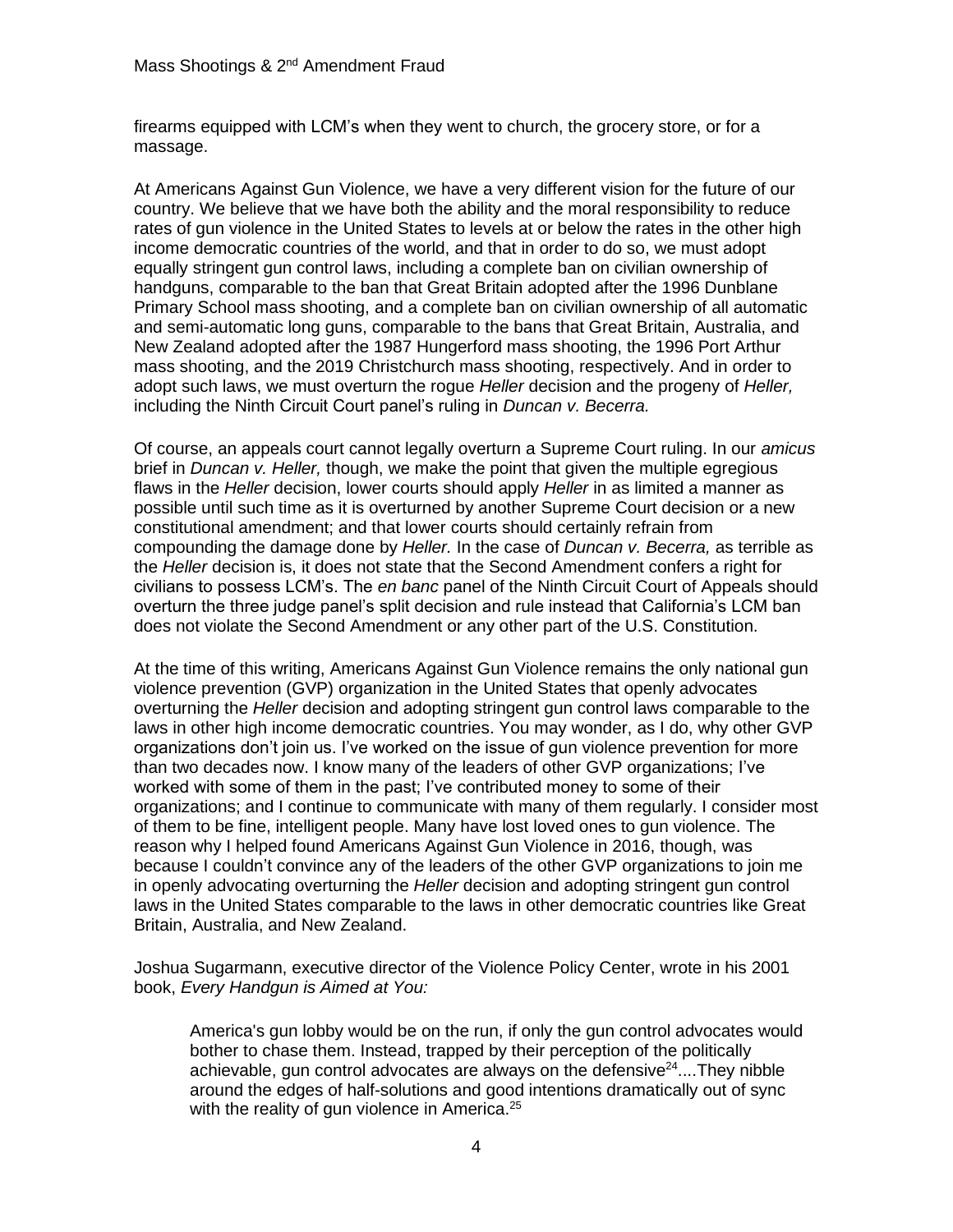firearms equipped with LCM's when they went to church, the grocery store, or for a massage.

At Americans Against Gun Violence, we have a very different vision for the future of our country. We believe that we have both the ability and the moral responsibility to reduce rates of gun violence in the United States to levels at or below the rates in the other high income democratic countries of the world, and that in order to do so, we must adopt equally stringent gun control laws, including a complete ban on civilian ownership of handguns, comparable to the ban that Great Britain adopted after the 1996 Dunblane Primary School mass shooting, and a complete ban on civilian ownership of all automatic and semi-automatic long guns, comparable to the bans that Great Britain, Australia, and New Zealand adopted after the 1987 Hungerford mass shooting, the 1996 Port Arthur mass shooting, and the 2019 Christchurch mass shooting, respectively. And in order to adopt such laws, we must overturn the rogue *Heller* decision and the progeny of *Heller,* including the Ninth Circuit Court panel's ruling in *Duncan v. Becerra.*

Of course, an appeals court cannot legally overturn a Supreme Court ruling. In our *amicus* brief in *Duncan v. Heller,* though, we make the point that given the multiple egregious flaws in the *Heller* decision, lower courts should apply *Heller* in as limited a manner as possible until such time as it is overturned by another Supreme Court decision or a new constitutional amendment; and that lower courts should certainly refrain from compounding the damage done by *Heller.* In the case of *Duncan v. Becerra,* as terrible as the *Heller* decision is, it does not state that the Second Amendment confers a right for civilians to possess LCM's. The *en banc* panel of the Ninth Circuit Court of Appeals should overturn the three judge panel's split decision and rule instead that California's LCM ban does not violate the Second Amendment or any other part of the U.S. Constitution.

At the time of this writing, Americans Against Gun Violence remains the only national gun violence prevention (GVP) organization in the United States that openly advocates overturning the *Heller* decision and adopting stringent gun control laws comparable to the laws in other high income democratic countries. You may wonder, as I do, why other GVP organizations don't join us. I've worked on the issue of gun violence prevention for more than two decades now. I know many of the leaders of other GVP organizations; I've worked with some of them in the past; I've contributed money to some of their organizations; and I continue to communicate with many of them regularly. I consider most of them to be fine, intelligent people. Many have lost loved ones to gun violence. The reason why I helped found Americans Against Gun Violence in 2016, though, was because I couldn't convince any of the leaders of the other GVP organizations to join me in openly advocating overturning the *Heller* decision and adopting stringent gun control laws in the United States comparable to the laws in other democratic countries like Great Britain, Australia, and New Zealand.

Joshua Sugarmann, executive director of the Violence Policy Center, wrote in his 2001 book, *Every Handgun is Aimed at You:*

> America's gun lobby would be on the run, if only the gun control advocates would bother to chase them. Instead, trapped by their perception of the politically achievable, gun control advocates are always on the defensive[24]....They nibble around the edges of half-solutions and good intentions dramatically out of sync with the reality of gun violence in America.[25]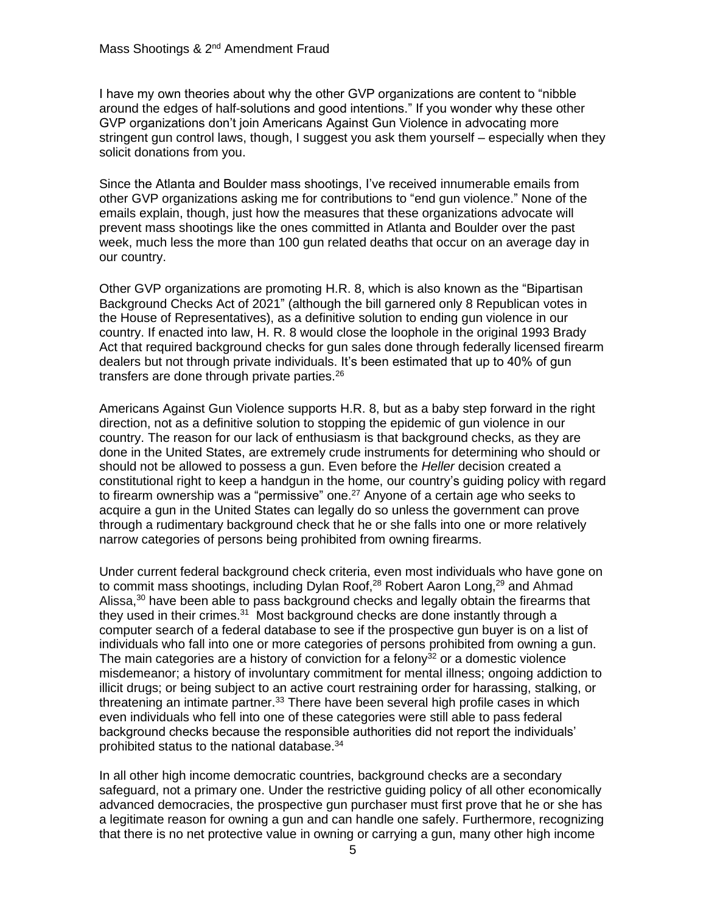I have my own theories about why the other GVP organizations are content to "nibble around the edges of half-solutions and good intentions." If you wonder why these other GVP organizations don't join Americans Against Gun Violence in advocating more stringent gun control laws, though, I suggest you ask them yourself – especially when they solicit donations from you.

Since the Atlanta and Boulder mass shootings, I've received innumerable emails from other GVP organizations asking me for contributions to "end gun violence." None of the emails explain, though, just how the measures that these organizations advocate will prevent mass shootings like the ones committed in Atlanta and Boulder over the past week, much less the more than 100 gun related deaths that occur on an average day in our country.

Other GVP organizations are promoting H.R. 8, which is also known as the "Bipartisan Background Checks Act of 2021" (although the bill garnered only 8 Republican votes in the House of Representatives), as a definitive solution to ending gun violence in our country. If enacted into law, H. R. 8 would close the loophole in the original 1993 Brady Act that required background checks for gun sales done through federally licensed firearm dealers but not through private individuals. It's been estimated that up to 40% of gun transfers are done through private parties.[26]

Americans Against Gun Violence supports H.R. 8, but as a baby step forward in the right direction, not as a definitive solution to stopping the epidemic of gun violence in our country. The reason for our lack of enthusiasm is that background checks, as they are done in the United States, are extremely crude instruments for determining who should or should not be allowed to possess a gun. Even before the *Heller* decision created a constitutional right to keep a handgun in the home, our country's guiding policy with regard to firearm ownership was a "permissive" one.[27] Anyone of a certain age who seeks to acquire a gun in the United States can legally do so unless the government can prove through a rudimentary background check that he or she falls into one or more relatively narrow categories of persons being prohibited from owning firearms.

Under current federal background check criteria, even most individuals who have gone on to commit mass shootings, including Dylan Roof,[28] Robert Aaron Long,[29] and Ahmad Alissa,[30] have been able to pass background checks and legally obtain the firearms that they used in their crimes.[31] Most background checks are done instantly through a computer search of a federal database to see if the prospective gun buyer is on a list of individuals who fall into one or more categories of persons prohibited from owning a gun. The main categories are a history of conviction for a felony[32] or a domestic violence misdemeanor; a history of involuntary commitment for mental illness; ongoing addiction to illicit drugs; or being subject to an active court restraining order for harassing, stalking, or threatening an intimate partner.[33] There have been several high profile cases in which even individuals who fell into one of these categories were still able to pass federal background checks because the responsible authorities did not report the individuals' prohibited status to the national database.[34]

In all other high income democratic countries, background checks are a secondary safeguard, not a primary one. Under the restrictive guiding policy of all other economically advanced democracies, the prospective gun purchaser must first prove that he or she has a legitimate reason for owning a gun and can handle one safely. Furthermore, recognizing that there is no net protective value in owning or carrying a gun, many other high income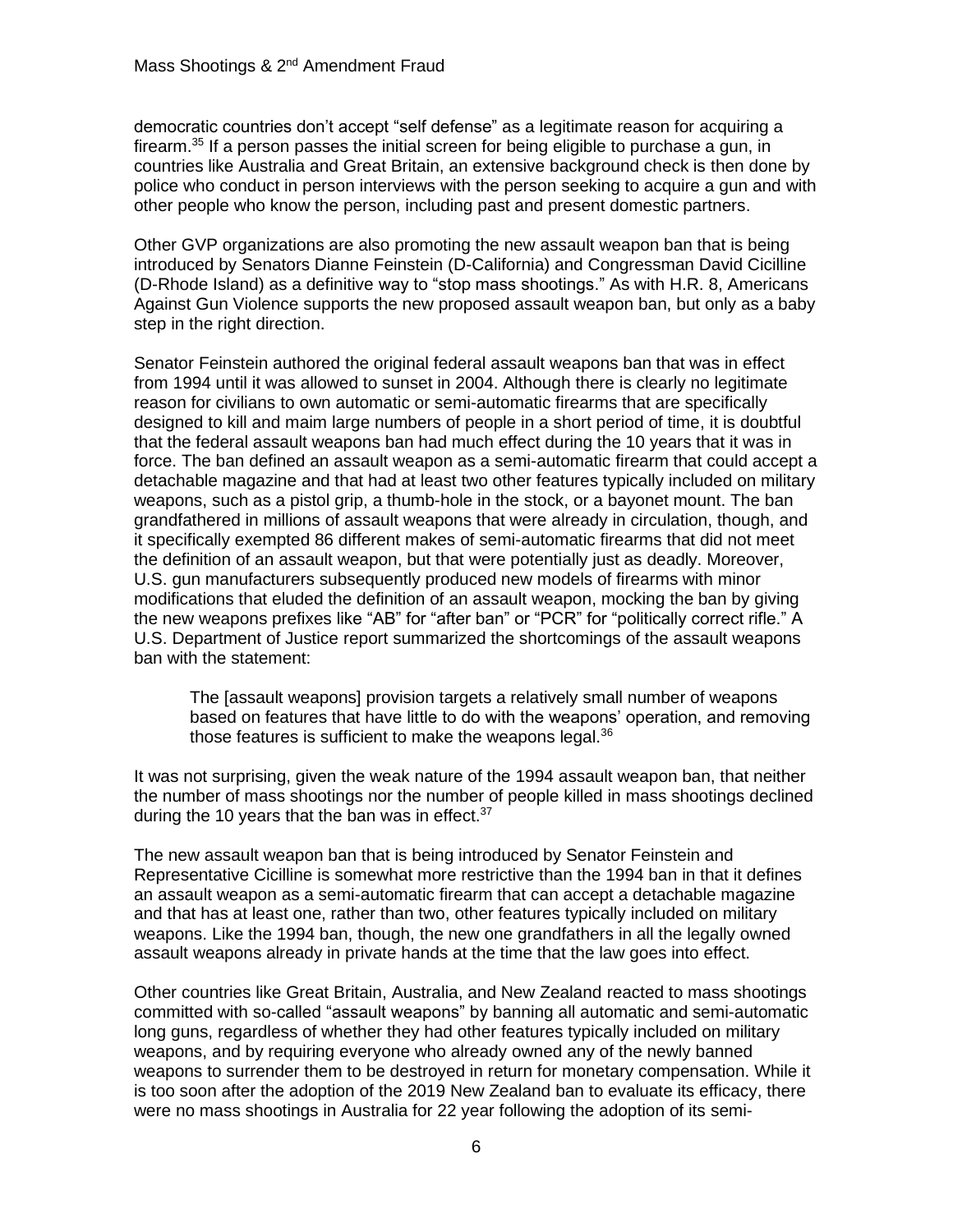democratic countries don't accept "self defense" as a legitimate reason for acquiring a firearm.[35] If a person passes the initial screen for being eligible to purchase a gun, in countries like Australia and Great Britain, an extensive background check is then done by police who conduct in person interviews with the person seeking to acquire a gun and with other people who know the person, including past and present domestic partners.

Other GVP organizations are also promoting the new assault weapon ban that is being introduced by Senators Dianne Feinstein (D-California) and Congressman David Cicilline (D-Rhode Island) as a definitive way to "stop mass shootings." As with H.R. 8, Americans Against Gun Violence supports the new proposed assault weapon ban, but only as a baby step in the right direction.

Senator Feinstein authored the original federal assault weapons ban that was in effect from 1994 until it was allowed to sunset in 2004. Although there is clearly no legitimate reason for civilians to own automatic or semi-automatic firearms that are specifically designed to kill and maim large numbers of people in a short period of time, it is doubtful that the federal assault weapons ban had much effect during the 10 years that it was in force. The ban defined an assault weapon as a semi-automatic firearm that could accept a detachable magazine and that had at least two other features typically included on military weapons, such as a pistol grip, a thumb-hole in the stock, or a bayonet mount. The ban grandfathered in millions of assault weapons that were already in circulation, though, and it specifically exempted 86 different makes of semi-automatic firearms that did not meet the definition of an assault weapon, but that were potentially just as deadly. Moreover, U.S. gun manufacturers subsequently produced new models of firearms with minor modifications that eluded the definition of an assault weapon, mocking the ban by giving the new weapons prefixes like "AB" for "after ban" or "PCR" for "politically correct rifle." A U.S. Department of Justice report summarized the shortcomings of the assault weapons ban with the statement:

> The [assault weapons] provision targets a relatively small number of weapons based on features that have little to do with the weapons' operation, and removing those features is sufficient to make the weapons legal.[36]

It was not surprising, given the weak nature of the 1994 assault weapon ban, that neither the number of mass shootings nor the number of people killed in mass shootings declined during the 10 years that the ban was in effect.[37]

The new assault weapon ban that is being introduced by Senator Feinstein and Representative Cicilline is somewhat more restrictive than the 1994 ban in that it defines an assault weapon as a semi-automatic firearm that can accept a detachable magazine and that has at least one, rather than two, other features typically included on military weapons. Like the 1994 ban, though, the new one grandfathers in all the legally owned assault weapons already in private hands at the time that the law goes into effect.

Other countries like Great Britain, Australia, and New Zealand reacted to mass shootings committed with so-called "assault weapons" by banning all automatic and semi-automatic long guns, regardless of whether they had other features typically included on military weapons, and by requiring everyone who already owned any of the newly banned weapons to surrender them to be destroyed in return for monetary compensation. While it is too soon after the adoption of the 2019 New Zealand ban to evaluate its efficacy, there were no mass shootings in Australia for 22 year following the adoption of its semi-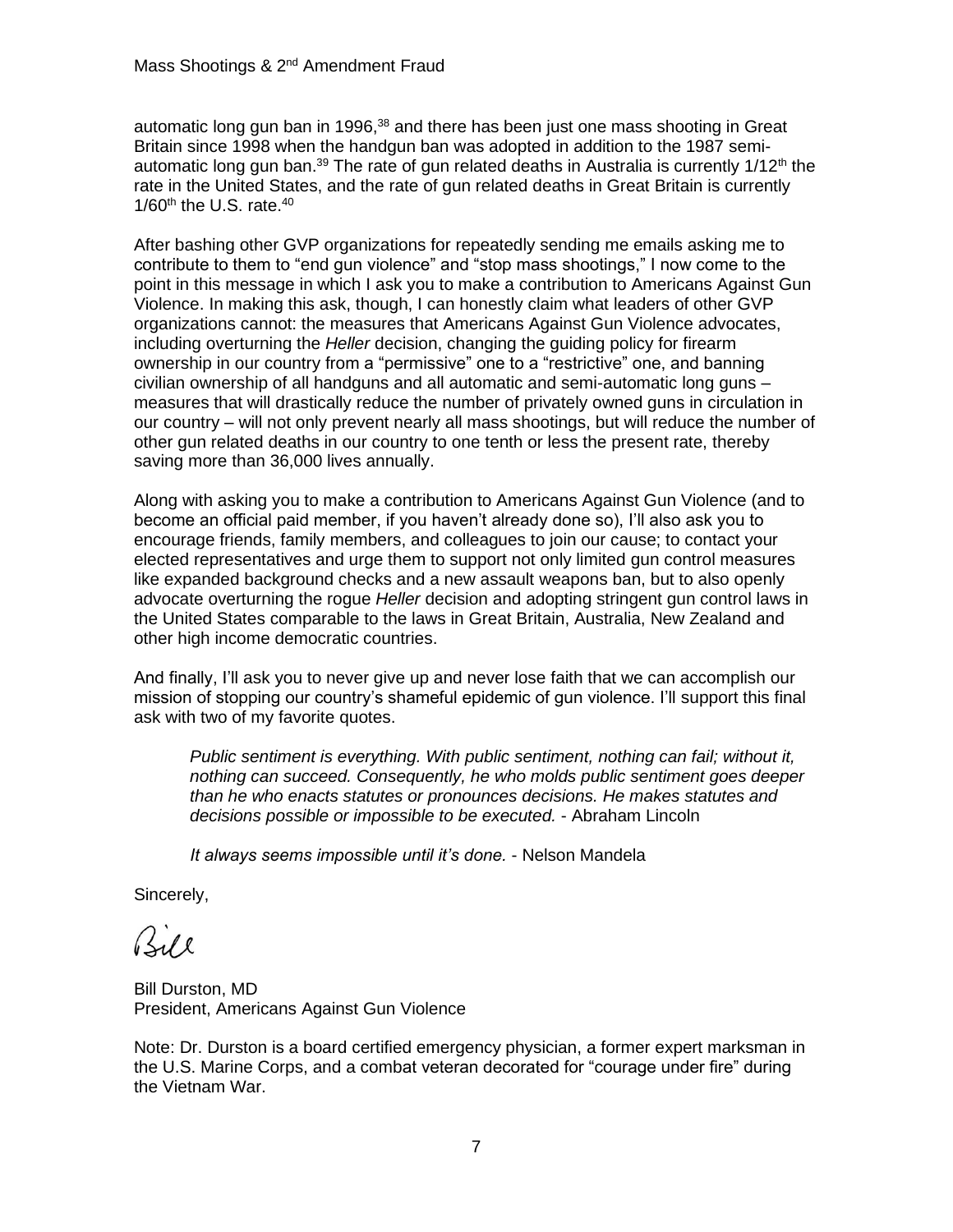automatic long gun ban in 1996,[38] and there has been just one mass shooting in Great Britain since 1998 when the handgun ban was adopted in addition to the 1987 semi-automatic long gun ban.[39] The rate of gun related deaths in Australia is currently 1/12th the rate in the United States, and the rate of gun related deaths in Great Britain is currently 1/60th the U.S. rate.[40]

After bashing other GVP organizations for repeatedly sending me emails asking me to contribute to them to "end gun violence" and "stop mass shootings," I now come to the point in this message in which I ask you to make a contribution to Americans Against Gun Violence. In making this ask, though, I can honestly claim what leaders of other GVP organizations cannot: the measures that Americans Against Gun Violence advocates, including overturning the *Heller* decision, changing the guiding policy for firearm ownership in our country from a "permissive" one to a "restrictive" one, and banning civilian ownership of all handguns and all automatic and semi-automatic long guns – measures that will drastically reduce the number of privately owned guns in circulation in our country – will not only prevent nearly all mass shootings, but will reduce the number of other gun related deaths in our country to one tenth or less the present rate, thereby saving more than 36,000 lives annually.

Along with asking you to make a contribution to Americans Against Gun Violence (and to become an official paid member, if you haven't already done so), I'll also ask you to encourage friends, family members, and colleagues to join our cause; to contact your elected representatives and urge them to support not only limited gun control measures like expanded background checks and a new assault weapons ban, but to also openly advocate overturning the rogue *Heller* decision and adopting stringent gun control laws in the United States comparable to the laws in Great Britain, Australia, New Zealand and other high income democratic countries.

And finally, I'll ask you to never give up and never lose faith that we can accomplish our mission of stopping our country's shameful epidemic of gun violence. I'll support this final ask with two of my favorite quotes.

> *Public sentiment is everything. With public sentiment, nothing can fail; without it, nothing can succeed. Consequently, he who molds public sentiment goes deeper than he who enacts statutes or pronounces decisions. He makes statutes and decisions possible or impossible to be executed.* - Abraham Lincoln

> *It always seems impossible until it's done.* - Nelson Mandela

Sincerely,

Bill

Bill Durston, MD
President, Americans Against Gun Violence

Note: Dr. Durston is a board certified emergency physician, a former expert marksman in the U.S. Marine Corps, and a combat veteran decorated for "courage under fire" during the Vietnam War.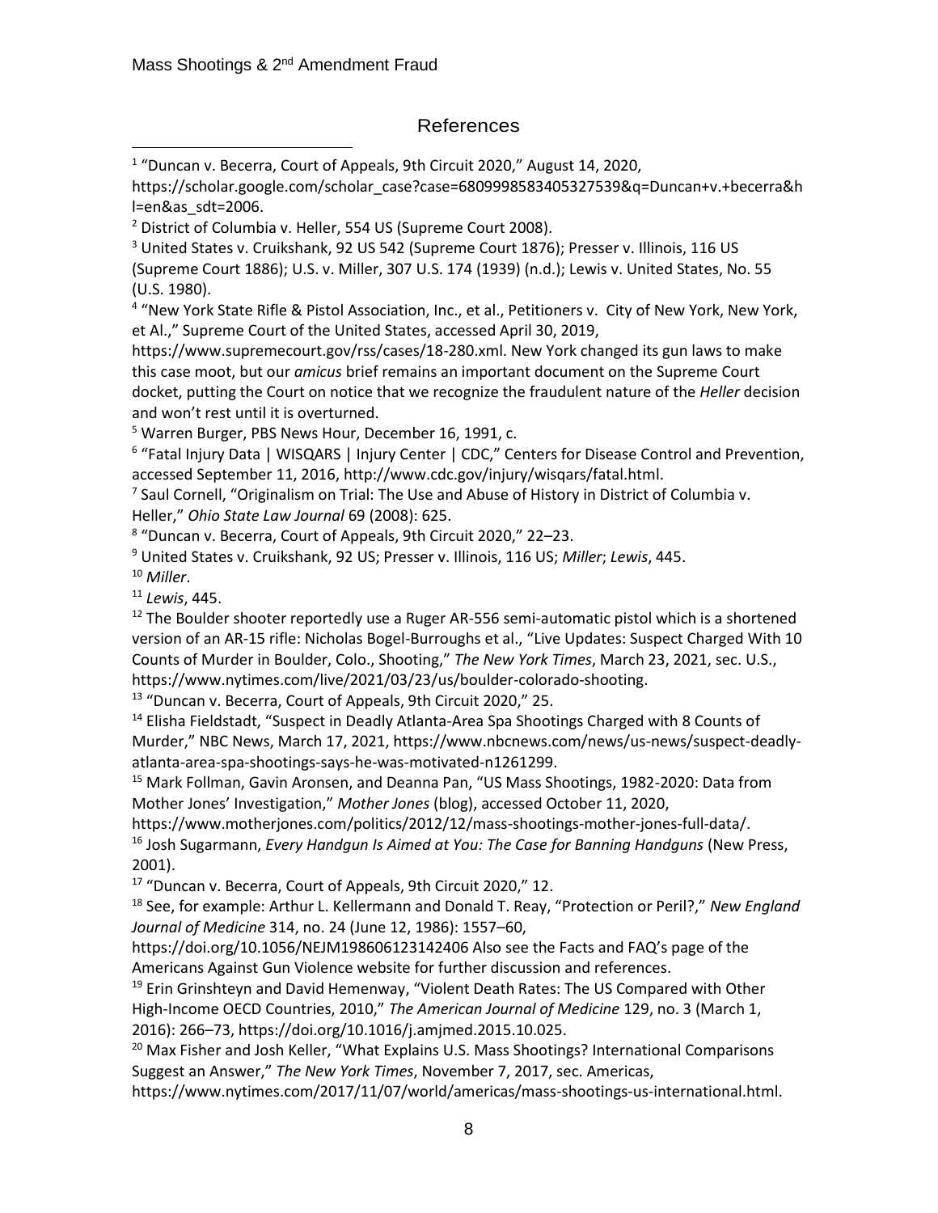## References

[1] "Duncan v. Becerra, Court of Appeals, 9th Circuit 2020," August 14, 2020, https://scholar.google.com/scholar_case?case=6809998583405327539&q=Duncan+v.+becerra&hl=en&as_sdt=2006.

[2] District of Columbia v. Heller, 554 US (Supreme Court 2008).

[3] United States v. Cruikshank, 92 US 542 (Supreme Court 1876); Presser v. Illinois, 116 US (Supreme Court 1886); U.S. v. Miller, 307 U.S. 174 (1939) (n.d.); Lewis v. United States, No. 55 (U.S. 1980).

[4] "New York State Rifle & Pistol Association, Inc., et al., Petitioners v. City of New York, New York, et Al.," Supreme Court of the United States, accessed April 30, 2019, https://www.supremecourt.gov/rss/cases/18-280.xml. New York changed its gun laws to make this case moot, but our *amicus* brief remains an important document on the Supreme Court docket, putting the Court on notice that we recognize the fraudulent nature of the *Heller* decision and won't rest until it is overturned.

[5] Warren Burger, PBS News Hour, December 16, 1991, c.

[6] "Fatal Injury Data | WISQARS | Injury Center | CDC," Centers for Disease Control and Prevention, accessed September 11, 2016, http://www.cdc.gov/injury/wisqars/fatal.html.

[7] Saul Cornell, "Originalism on Trial: The Use and Abuse of History in District of Columbia v. Heller," *Ohio State Law Journal* 69 (2008): 625.

[8] "Duncan v. Becerra, Court of Appeals, 9th Circuit 2020," 22–23.

[9] United States v. Cruikshank, 92 US; Presser v. Illinois, 116 US; *Miller*; *Lewis*, 445.

[10] *Miller*.

[11] *Lewis*, 445.

[12] The Boulder shooter reportedly use a Ruger AR-556 semi-automatic pistol which is a shortened version of an AR-15 rifle: Nicholas Bogel-Burroughs et al., "Live Updates: Suspect Charged With 10 Counts of Murder in Boulder, Colo., Shooting," *The New York Times*, March 23, 2021, sec. U.S., https://www.nytimes.com/live/2021/03/23/us/boulder-colorado-shooting.

[13] "Duncan v. Becerra, Court of Appeals, 9th Circuit 2020," 25.

[14] Elisha Fieldstadt, "Suspect in Deadly Atlanta-Area Spa Shootings Charged with 8 Counts of Murder," NBC News, March 17, 2021, https://www.nbcnews.com/news/us-news/suspect-deadly-atlanta-area-spa-shootings-says-he-was-motivated-n1261299.

[15] Mark Follman, Gavin Aronsen, and Deanna Pan, "US Mass Shootings, 1982-2020: Data from Mother Jones' Investigation," *Mother Jones* (blog), accessed October 11, 2020, https://www.motherjones.com/politics/2012/12/mass-shootings-mother-jones-full-data/.

[16] Josh Sugarmann, *Every Handgun Is Aimed at You: The Case for Banning Handguns* (New Press, 2001).

[17] "Duncan v. Becerra, Court of Appeals, 9th Circuit 2020," 12.

[18] See, for example: Arthur L. Kellermann and Donald T. Reay, "Protection or Peril?," *New England Journal of Medicine* 314, no. 24 (June 12, 1986): 1557–60, https://doi.org/10.1056/NEJM198606123142406 Also see the Facts and FAQ's page of the Americans Against Gun Violence website for further discussion and references.

[19] Erin Grinshteyn and David Hemenway, "Violent Death Rates: The US Compared with Other High-Income OECD Countries, 2010," *The American Journal of Medicine* 129, no. 3 (March 1, 2016): 266–73, https://doi.org/10.1016/j.amjmed.2015.10.025.

[20] Max Fisher and Josh Keller, "What Explains U.S. Mass Shootings? International Comparisons Suggest an Answer," *The New York Times*, November 7, 2017, sec. Americas, https://www.nytimes.com/2017/11/07/world/americas/mass-shootings-us-international.html.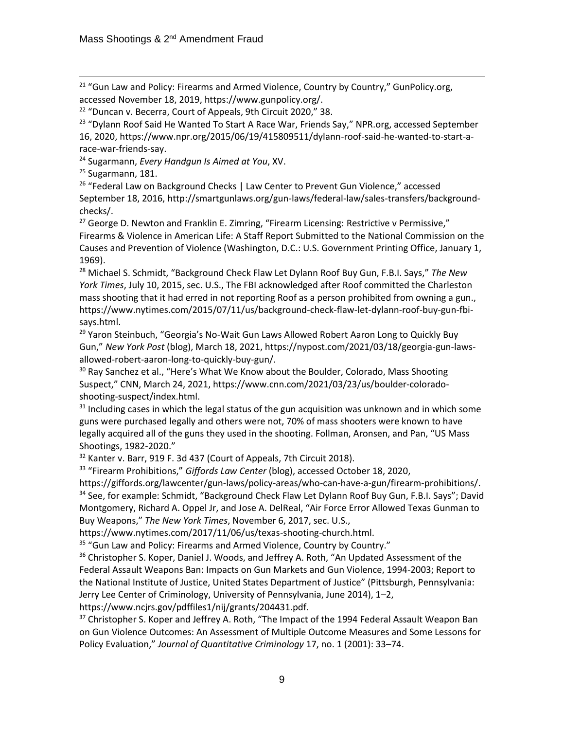[21] "Gun Law and Policy: Firearms and Armed Violence, Country by Country," GunPolicy.org, accessed November 18, 2019, https://www.gunpolicy.org/.

[22] "Duncan v. Becerra, Court of Appeals, 9th Circuit 2020," 38.

[23] "Dylann Roof Said He Wanted To Start A Race War, Friends Say," NPR.org, accessed September 16, 2020, https://www.npr.org/2015/06/19/415809511/dylann-roof-said-he-wanted-to-start-a-race-war-friends-say.

[24] Sugarmann, *Every Handgun Is Aimed at You*, XV.

[25] Sugarmann, 181.

[26] "Federal Law on Background Checks | Law Center to Prevent Gun Violence," accessed September 18, 2016, http://smartgunlaws.org/gun-laws/federal-law/sales-transfers/background-checks/.

[27] George D. Newton and Franklin E. Zimring, "Firearm Licensing: Restrictive v Permissive," Firearms & Violence in American Life: A Staff Report Submitted to the National Commission on the Causes and Prevention of Violence (Washington, D.C.: U.S. Government Printing Office, January 1, 1969).

[28] Michael S. Schmidt, "Background Check Flaw Let Dylann Roof Buy Gun, F.B.I. Says," *The New York Times*, July 10, 2015, sec. U.S., The FBI acknowledged after Roof committed the Charleston mass shooting that it had erred in not reporting Roof as a person prohibited from owning a gun., https://www.nytimes.com/2015/07/11/us/background-check-flaw-let-dylann-roof-buy-gun-fbi-says.html.

[29] Yaron Steinbuch, "Georgia's No-Wait Gun Laws Allowed Robert Aaron Long to Quickly Buy Gun," *New York Post* (blog), March 18, 2021, https://nypost.com/2021/03/18/georgia-gun-laws-allowed-robert-aaron-long-to-quickly-buy-gun/.

[30] Ray Sanchez et al., "Here's What We Know about the Boulder, Colorado, Mass Shooting Suspect," CNN, March 24, 2021, https://www.cnn.com/2021/03/23/us/boulder-colorado-shooting-suspect/index.html.

[31] Including cases in which the legal status of the gun acquisition was unknown and in which some guns were purchased legally and others were not, 70% of mass shooters were known to have legally acquired all of the guns they used in the shooting. Follman, Aronsen, and Pan, "US Mass Shootings, 1982-2020."

[32] Kanter v. Barr, 919 F. 3d 437 (Court of Appeals, 7th Circuit 2018).

[33] "Firearm Prohibitions," *Giffords Law Center* (blog), accessed October 18, 2020, https://giffords.org/lawcenter/gun-laws/policy-areas/who-can-have-a-gun/firearm-prohibitions/.

[34] See, for example: Schmidt, "Background Check Flaw Let Dylann Roof Buy Gun, F.B.I. Says"; David Montgomery, Richard A. Oppel Jr, and Jose A. DelReal, "Air Force Error Allowed Texas Gunman to Buy Weapons," *The New York Times*, November 6, 2017, sec. U.S., https://www.nytimes.com/2017/11/06/us/texas-shooting-church.html.

[35] "Gun Law and Policy: Firearms and Armed Violence, Country by Country."

[36] Christopher S. Koper, Daniel J. Woods, and Jeffrey A. Roth, "An Updated Assessment of the Federal Assault Weapons Ban: Impacts on Gun Markets and Gun Violence, 1994-2003; Report to the National Institute of Justice, United States Department of Justice" (Pittsburgh, Pennsylvania: Jerry Lee Center of Criminology, University of Pennsylvania, June 2014), 1–2, https://www.ncjrs.gov/pdffiles1/nij/grants/204431.pdf.

[37] Christopher S. Koper and Jeffrey A. Roth, "The Impact of the 1994 Federal Assault Weapon Ban on Gun Violence Outcomes: An Assessment of Multiple Outcome Measures and Some Lessons for Policy Evaluation," *Journal of Quantitative Criminology* 17, no. 1 (2001): 33–74.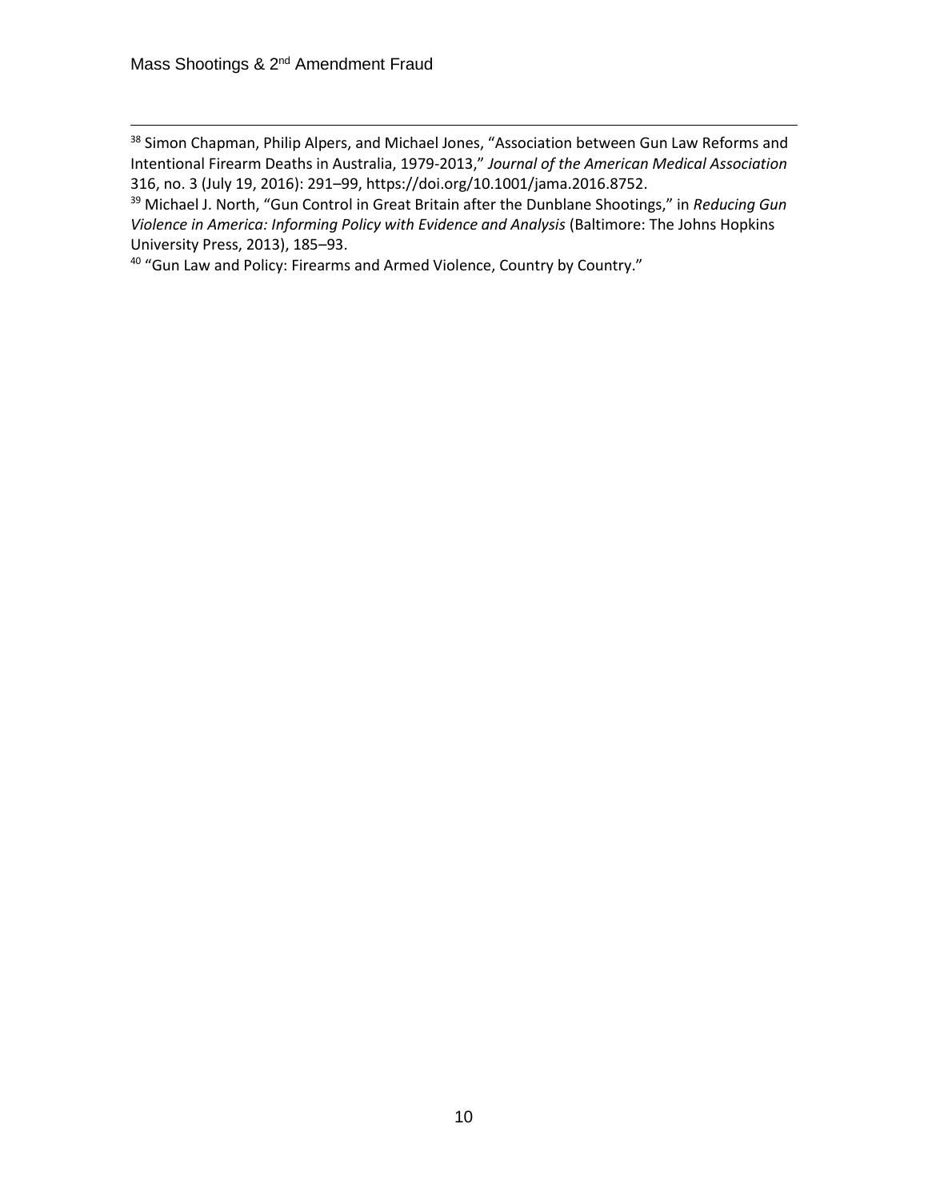[38] Simon Chapman, Philip Alpers, and Michael Jones, "Association between Gun Law Reforms and Intentional Firearm Deaths in Australia, 1979-2013," *Journal of the American Medical Association* 316, no. 3 (July 19, 2016): 291–99, https://doi.org/10.1001/jama.2016.8752.

[39] Michael J. North, "Gun Control in Great Britain after the Dunblane Shootings," in *Reducing Gun Violence in America: Informing Policy with Evidence and Analysis* (Baltimore: The Johns Hopkins University Press, 2013), 185–93.

[40] "Gun Law and Policy: Firearms and Armed Violence, Country by Country."